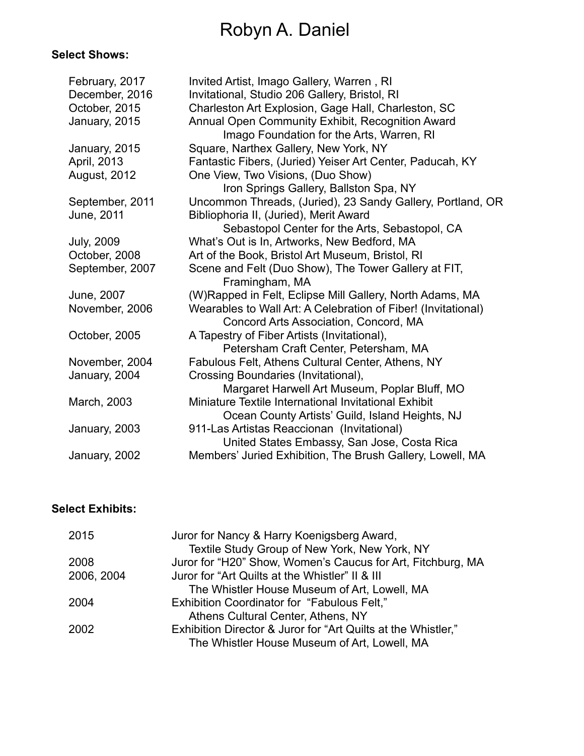# Robyn A. Daniel

**Select Shows:**

| | |
|---|---|
| February, 2017 | Invited Artist, Imago Gallery, Warren , RI |
| December, 2016 | Invitational, Studio 206 Gallery, Bristol, RI |
| October, 2015 | Charleston Art Explosion, Gage Hall, Charleston, SC |
| January, 2015 | Annual Open Community Exhibit, Recognition Award<br>Imago Foundation for the Arts, Warren, RI |
| January, 2015 | Square, Narthex Gallery, New York, NY |
| April, 2013 | Fantastic Fibers, (Juried) Yeiser Art Center, Paducah, KY |
| August, 2012 | One View, Two Visions, (Duo Show)<br>Iron Springs Gallery, Ballston Spa, NY |
| September, 2011 | Uncommon Threads, (Juried), 23 Sandy Gallery, Portland, OR |
| June, 2011 | Bibliophoria II, (Juried), Merit Award<br>Sebastopol Center for the Arts, Sebastopol, CA |
| July, 2009 | What's Out is In, Artworks, New Bedford, MA |
| October, 2008 | Art of the Book, Bristol Art Museum, Bristol, RI |
| September, 2007 | Scene and Felt (Duo Show), The Tower Gallery at FIT,<br>Framingham, MA |
| June, 2007 | (W)Rapped in Felt, Eclipse Mill Gallery, North Adams, MA |
| November, 2006 | Wearables to Wall Art: A Celebration of Fiber! (Invitational)<br>Concord Arts Association, Concord, MA |
| October, 2005 | A Tapestry of Fiber Artists (Invitational),<br>Petersham Craft Center, Petersham, MA |
| November, 2004 | Fabulous Felt, Athens Cultural Center, Athens, NY |
| January, 2004 | Crossing Boundaries (Invitational),<br>Margaret Harwell Art Museum, Poplar Bluff, MO |
| March, 2003 | Miniature Textile International Invitational Exhibit<br>Ocean County Artists' Guild, Island Heights, NJ |
| January, 2003 | 911-Las Artistas Reaccionan (Invitational)<br>United States Embassy, San Jose, Costa Rica |
| January, 2002 | Members' Juried Exhibition, The Brush Gallery, Lowell, MA |

**Select Exhibits:**

| | |
|---|---|
| 2015 | Juror for Nancy & Harry Koenigsberg Award,<br>Textile Study Group of New York, New York, NY |
| 2008 | Juror for "H20" Show, Women's Caucus for Art, Fitchburg, MA |
| 2006, 2004 | Juror for "Art Quilts at the Whistler" II & III<br>The Whistler House Museum of Art, Lowell, MA |
| 2004 | Exhibition Coordinator for "Fabulous Felt,"<br>Athens Cultural Center, Athens, NY |
| 2002 | Exhibition Director & Juror for "Art Quilts at the Whistler,"<br>The Whistler House Museum of Art, Lowell, MA |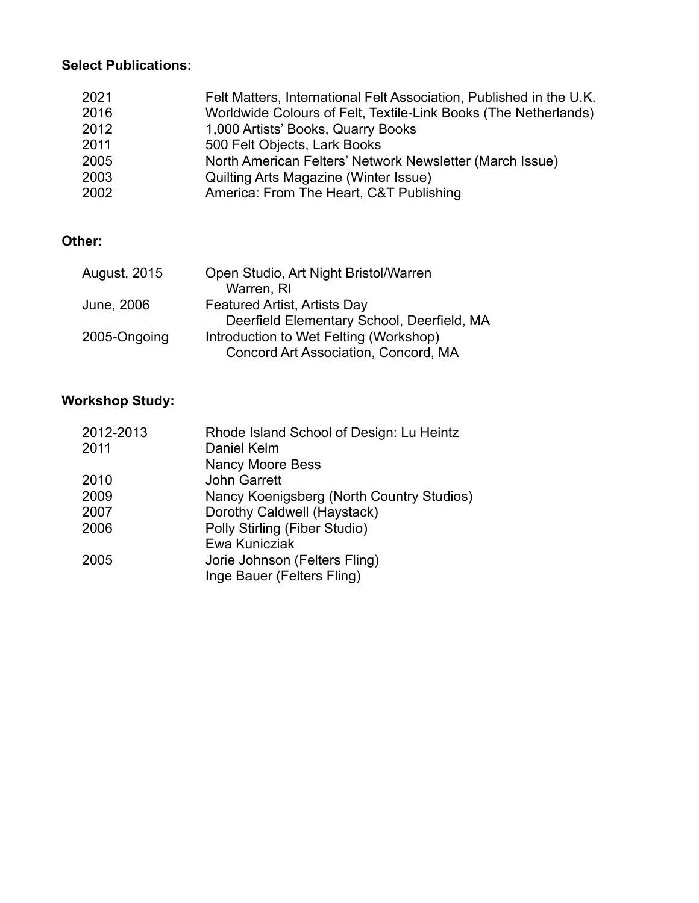**Select Publications:**

| | |
|---|---|
| 2021 | Felt Matters, International Felt Association, Published in the U.K. |
| 2016 | Worldwide Colours of Felt, Textile-Link Books (The Netherlands) |
| 2012 | 1,000 Artists' Books, Quarry Books |
| 2011 | 500 Felt Objects, Lark Books |
| 2005 | North American Felters' Network Newsletter (March Issue) |
| 2003 | Quilting Arts Magazine (Winter Issue) |
| 2002 | America: From The Heart, C&T Publishing |

**Other:**

| | |
|---|---|
| August, 2015 | Open Studio, Art Night Bristol/Warren<br>Warren, RI |
| June, 2006 | Featured Artist, Artists Day<br>Deerfield Elementary School, Deerfield, MA |
| 2005-Ongoing | Introduction to Wet Felting (Workshop)<br>Concord Art Association, Concord, MA |

**Workshop Study:**

| | |
|---|---|
| 2012-2013 | Rhode Island School of Design: Lu Heintz |
| 2011 | Daniel Kelm<br>Nancy Moore Bess |
| 2010 | John Garrett |
| 2009 | Nancy Koenigsberg (North Country Studios) |
| 2007 | Dorothy Caldwell (Haystack) |
| 2006 | Polly Stirling (Fiber Studio)<br>Ewa Kuniczak |
| 2005 | Jorie Johnson (Felters Fling)<br>Inge Bauer (Felters Fling) |